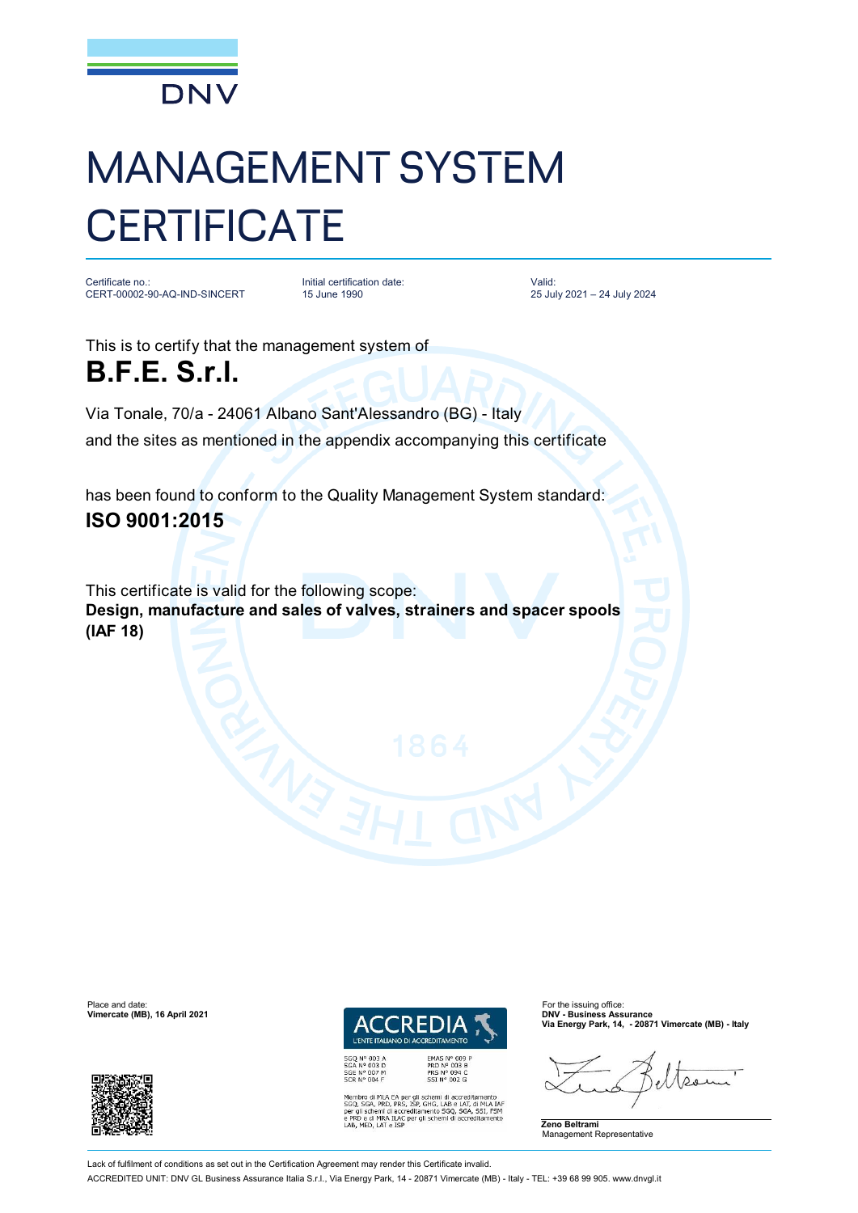DNV

# MANAGEMENT SYSTEM CERTIFICATE

Certificate no.:
CERT-00002-90-AQ-IND-SINCERT

Initial certification date:
15 June 1990

Valid:
25 July 2021 – 24 July 2024

This is to certify that the management system of

## B.F.E. S.r.l.

Via Tonale, 70/a - 24061 Albano Sant'Alessandro (BG) - Italy
and the sites as mentioned in the appendix accompanying this certificate

has been found to conform to the Quality Management System standard:

**ISO 9001:2015**

This certificate is valid for the following scope:
**Design, manufacture and sales of valves, strainers and spacer spools (IAF 18)**

Place and date:
**Vimercate (MB), 16 April 2021**

ACCREDIA
L'ENTE ITALIANO DI ACCREDITAMENTO

SGQ N° 003 A
SGA N° 003 D
SGE N° 007 M
SCR N° 004 F

EMAS N° 009 P
PRD N° 003 B
PRS N° 094 C
SSI N° 002 G

Membro di MLA EA per gli schemi di accreditamento SGQ, SGA, PRD, PRS, ISP, GHG, LAB e LAT, di MLA IAF per gli schemi di accreditamento SGQ, SGA, SSI, FSM e PRD e di MRA ILAC per gli schemi di accreditamento LAB, MED, LAT e ISP

For the issuing office:
**DNV - Business Assurance**
**Via Energy Park, 14, - 20871 Vimercate (MB) - Italy**

**Zeno Beltrami**
Management Representative

Lack of fulfilment of conditions as set out in the Certification Agreement may render this Certificate invalid.
ACCREDITED UNIT: DNV GL Business Assurance Italia S.r.l., Via Energy Park, 14 - 20871 Vimercate (MB) - Italy - TEL: +39 68 99 905. www.dnvgl.it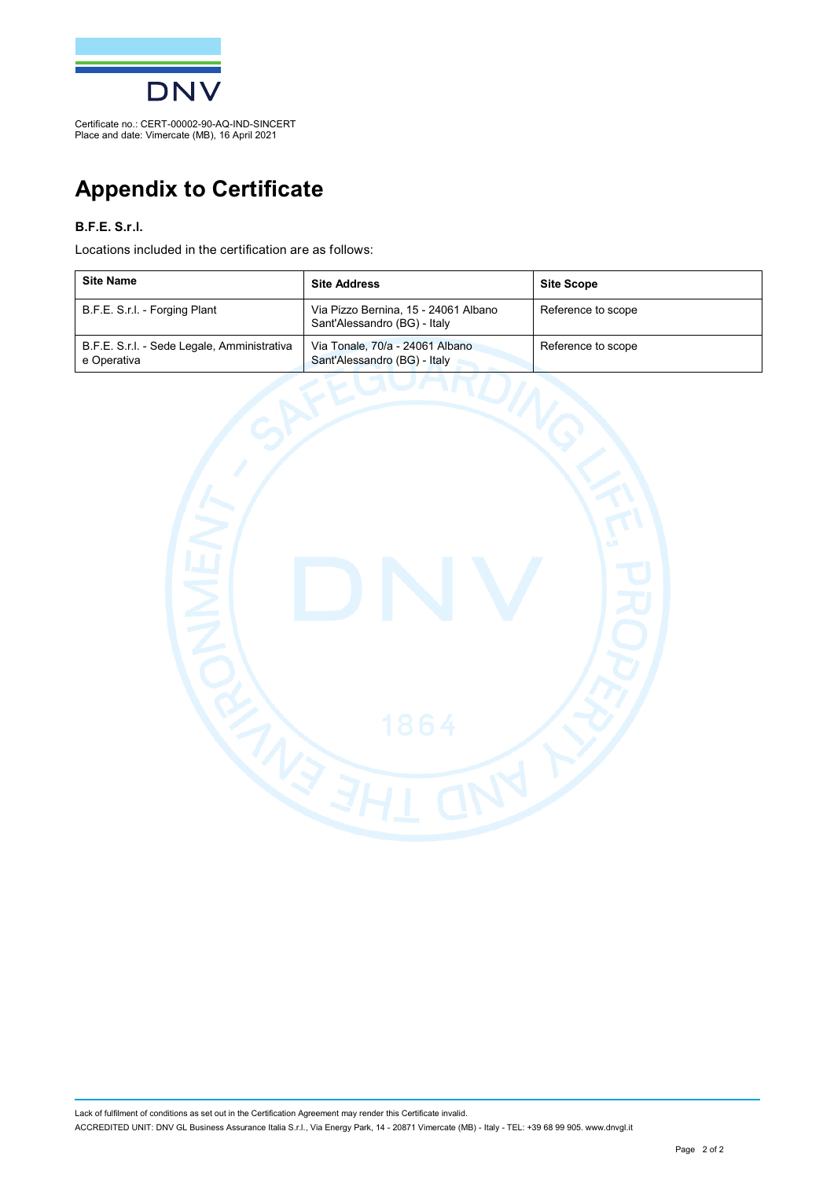Certificate no.: CERT-00002-90-AQ-IND-SINCERT
Place and date: Vimercate (MB), 16 April 2021

# Appendix to Certificate

**B.F.E. S.r.l.**

Locations included in the certification are as follows:

| Site Name | Site Address | Site Scope |
| --- | --- | --- |
| B.F.E. S.r.l. - Forging Plant | Via Pizzo Bernina, 15 - 24061 Albano Sant'Alessandro (BG) - Italy | Reference to scope |
| B.F.E. S.r.l. - Sede Legale, Amministrativa e Operativa | Via Tonale, 70/a - 24061 Albano Sant'Alessandro (BG) - Italy | Reference to scope |

Lack of fulfilment of conditions as set out in the Certification Agreement may render this Certificate invalid.

ACCREDITED UNIT: DNV GL Business Assurance Italia S.r.l., Via Energy Park, 14 - 20871 Vimercate (MB) - Italy - TEL: +39 68 99 905. www.dnvgl.it